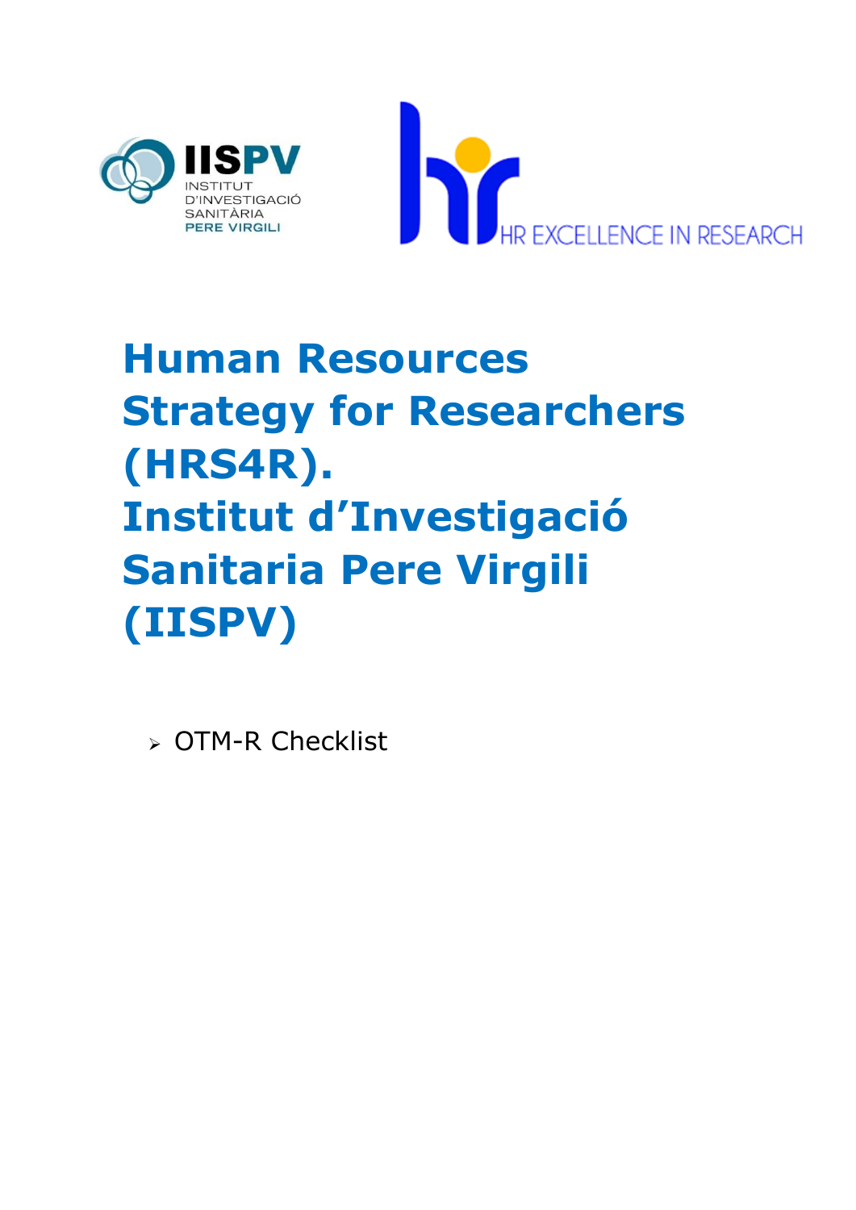# Human Resources Strategy for Researchers (HRS4R). Institut d'Investigació Sanitaria Pere Virgili (IISPV)

- OTM-R Checklist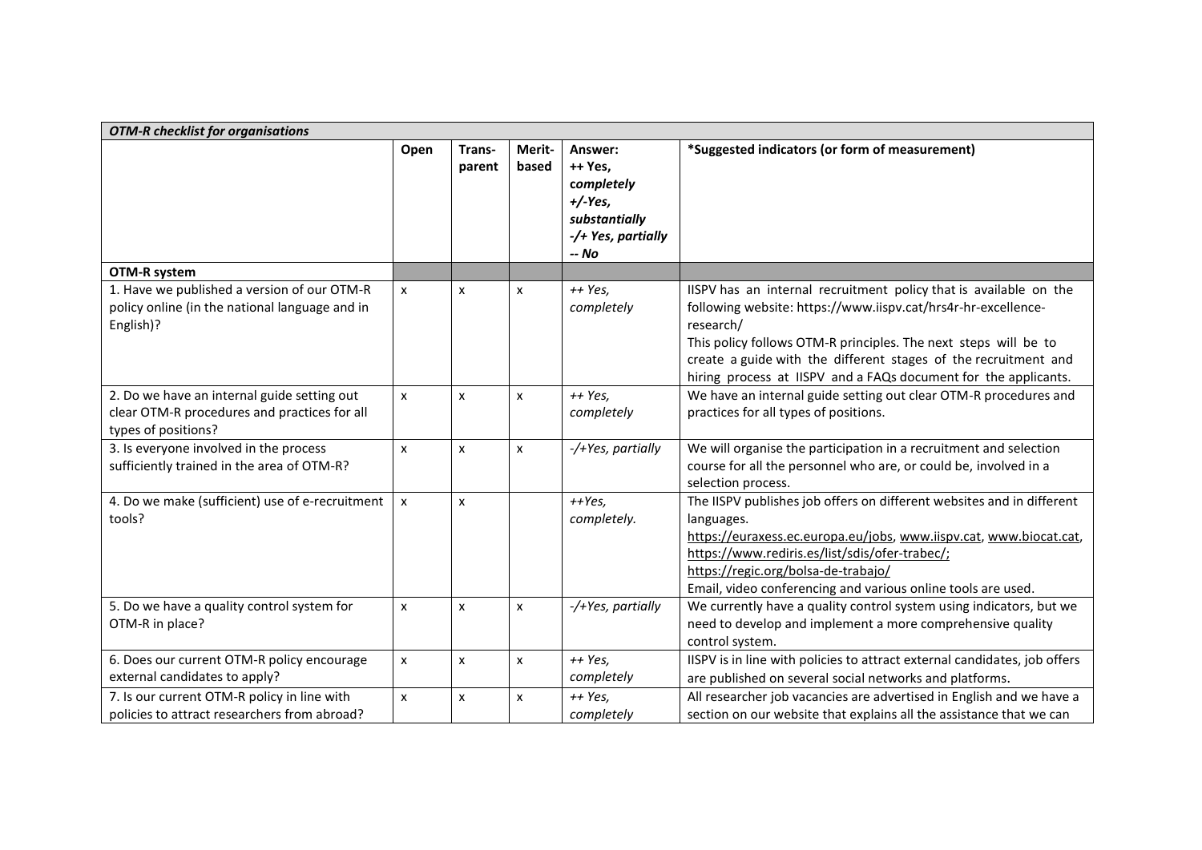| *OTM-R checklist for organisations* | | | | | |
|---|---|---|---|---|---|
| | **Open** | **Trans-parent** | **Merit-based** | **Answer:** **++ Yes,** ***completely*** ***+/-Yes, substantially*** ***-/+ Yes, partially*** ***-- No*** | **\*Suggested indicators (or form of measurement)** |
| **OTM-R system** | | | | | |
| 1. Have we published a version of our OTM-R policy online (in the national language and in English)? | x | x | x | *++ Yes, completely* | IISPV has an internal recruitment policy that is available on the following website: https://www.iispv.cat/hrs4r-hr-excellence-research/<br>This policy follows OTM-R principles. The next steps will be to create a guide with the different stages of the recruitment and hiring process at IISPV and a FAQs document for the applicants. |
| 2. Do we have an internal guide setting out clear OTM-R procedures and practices for all types of positions? | x | x | x | *++ Yes, completely* | We have an internal guide setting out clear OTM-R procedures and practices for all types of positions. |
| 3. Is everyone involved in the process sufficiently trained in the area of OTM-R? | x | x | x | *-/+Yes, partially* | We will organise the participation in a recruitment and selection course for all the personnel who are, or could be, involved in a selection process. |
| 4. Do we make (sufficient) use of e-recruitment tools? | x | x | | *++Yes, completely.* | The IISPV publishes job offers on different websites and in different languages.<br>https://euraxess.ec.europa.eu/jobs, www.iispv.cat, www.biocat.cat, https://www.rediris.es/list/sdis/ofer-trabec/;<br>https://regic.org/bolsa-de-trabajo/<br>Email, video conferencing and various online tools are used. |
| 5. Do we have a quality control system for OTM-R in place? | x | x | x | *-/+Yes, partially* | We currently have a quality control system using indicators, but we need to develop and implement a more comprehensive quality control system. |
| 6. Does our current OTM-R policy encourage external candidates to apply? | x | x | x | *++ Yes, completely* | IISPV is in line with policies to attract external candidates, job offers are published on several social networks and platforms. |
| 7. Is our current OTM-R policy in line with policies to attract researchers from abroad? | x | x | x | *++ Yes, completely* | All researcher job vacancies are advertised in English and we have a section on our website that explains all the assistance that we can |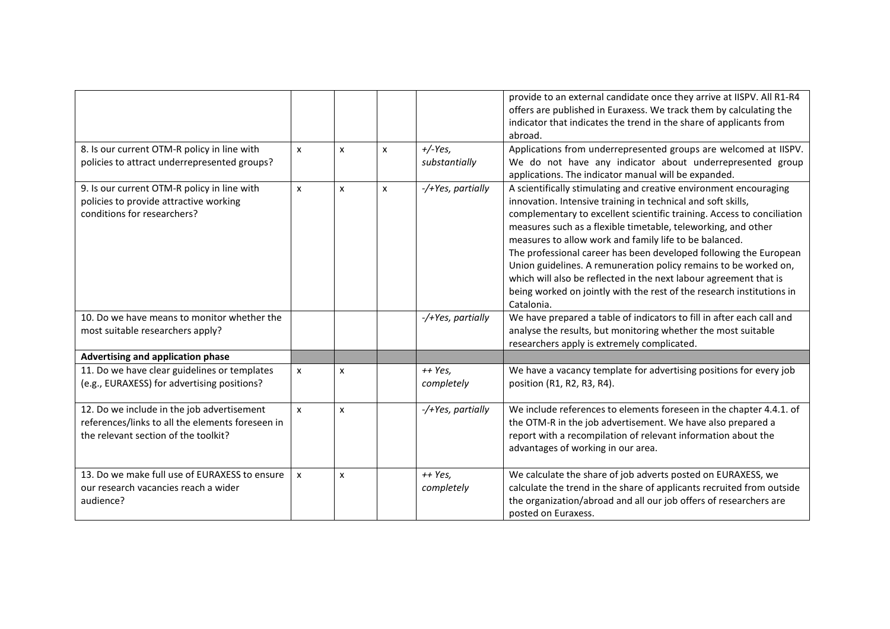| | | | | | |
|---|---|---|---|---|---|
| | | | | | provide to an external candidate once they arrive at IISPV. All R1-R4 offers are published in Euraxess. We track them by calculating the indicator that indicates the trend in the share of applicants from abroad. |
| 8. Is our current OTM-R policy in line with policies to attract underrepresented groups? | x | x | x | *+/-Yes, substantially* | Applications from underrepresented groups are welcomed at IISPV. We do not have any indicator about underrepresented group applications. The indicator manual will be expanded. |
| 9. Is our current OTM-R policy in line with policies to provide attractive working conditions for researchers? | x | x | x | *-/+Yes, partially* | A scientifically stimulating and creative environment encouraging innovation. Intensive training in technical and soft skills, complementary to excellent scientific training. Access to conciliation measures such as a flexible timetable, teleworking, and other measures to allow work and family life to be balanced. The professional career has been developed following the European Union guidelines. A remuneration policy remains to be worked on, which will also be reflected in the next labour agreement that is being worked on jointly with the rest of the research institutions in Catalonia. |
| 10. Do we have means to monitor whether the most suitable researchers apply? | | | | *-/+Yes, partially* | We have prepared a table of indicators to fill in after each call and analyse the results, but monitoring whether the most suitable researchers apply is extremely complicated. |
| **Advertising and application phase** | | | | | |
| 11. Do we have clear guidelines or templates (e.g., EURAXESS) for advertising positions? | x | x | | *++ Yes, completely* | We have a vacancy template for advertising positions for every job position (R1, R2, R3, R4). |
| 12. Do we include in the job advertisement references/links to all the elements foreseen in the relevant section of the toolkit? | x | x | | *-/+Yes, partially* | We include references to elements foreseen in the chapter 4.4.1. of the OTM-R in the job advertisement. We have also prepared a report with a recompilation of relevant information about the advantages of working in our area. |
| 13. Do we make full use of EURAXESS to ensure our research vacancies reach a wider audience? | x | x | | *++ Yes, completely* | We calculate the share of job adverts posted on EURAXESS, we calculate the trend in the share of applicants recruited from outside the organization/abroad and all our job offers of researchers are posted on Euraxess. |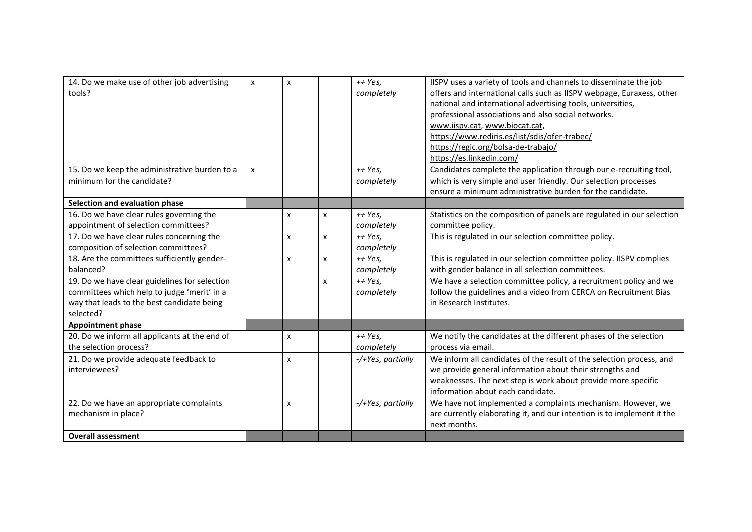| | | | | | |
|---|---|---|---|---|---|
| 14. Do we make use of other job advertising tools? | x | x | | *++ Yes, completely* | IISPV uses a variety of tools and channels to disseminate the job offers and international calls such as IISPV webpage, Euraxess, other national and international advertising tools, universities, professional associations and also social networks. www.iispv.cat, www.biocat.cat, https://www.rediris.es/list/sdis/ofer-trabec/ https://regic.org/bolsa-de-trabajo/ https://es.linkedin.com/ |
| 15. Do we keep the administrative burden to a minimum for the candidate? | x | | | *++ Yes, completely* | Candidates complete the application through our e-recruiting tool, which is very simple and user friendly. Our selection processes ensure a minimum administrative burden for the candidate. |
| **Selection and evaluation phase** | | | | | |
| 16. Do we have clear rules governing the appointment of selection committees? | | x | x | *++ Yes, completely* | Statistics on the composition of panels are regulated in our selection committee policy. |
| 17. Do we have clear rules concerning the composition of selection committees? | | x | x | *++ Yes, completely* | This is regulated in our selection committee policy. |
| 18. Are the committees sufficiently gender-balanced? | | x | x | *++ Yes, completely* | This is regulated in our selection committee policy. IISPV complies with gender balance in all selection committees. |
| 19. Do we have clear guidelines for selection committees which help to judge 'merit' in a way that leads to the best candidate being selected? | | | x | *++ Yes, completely* | We have a selection committee policy, a recruitment policy and we follow the guidelines and a video from CERCA on Recruitment Bias in Research Institutes. |
| **Appointment phase** | | | | | |
| 20. Do we inform all applicants at the end of the selection process? | | x | | *++ Yes, completely* | We notify the candidates at the different phases of the selection process via email. |
| 21. Do we provide adequate feedback to interviewees? | | x | | *-/+Yes, partially* | We inform all candidates of the result of the selection process, and we provide general information about their strengths and weaknesses. The next step is work about provide more specific information about each candidate. |
| 22. Do we have an appropriate complaints mechanism in place? | | x | | *-/+Yes, partially* | We have not implemented a complaints mechanism. However, we are currently elaborating it, and our intention is to implement it the next months. |
| **Overall assessment** | | | | | |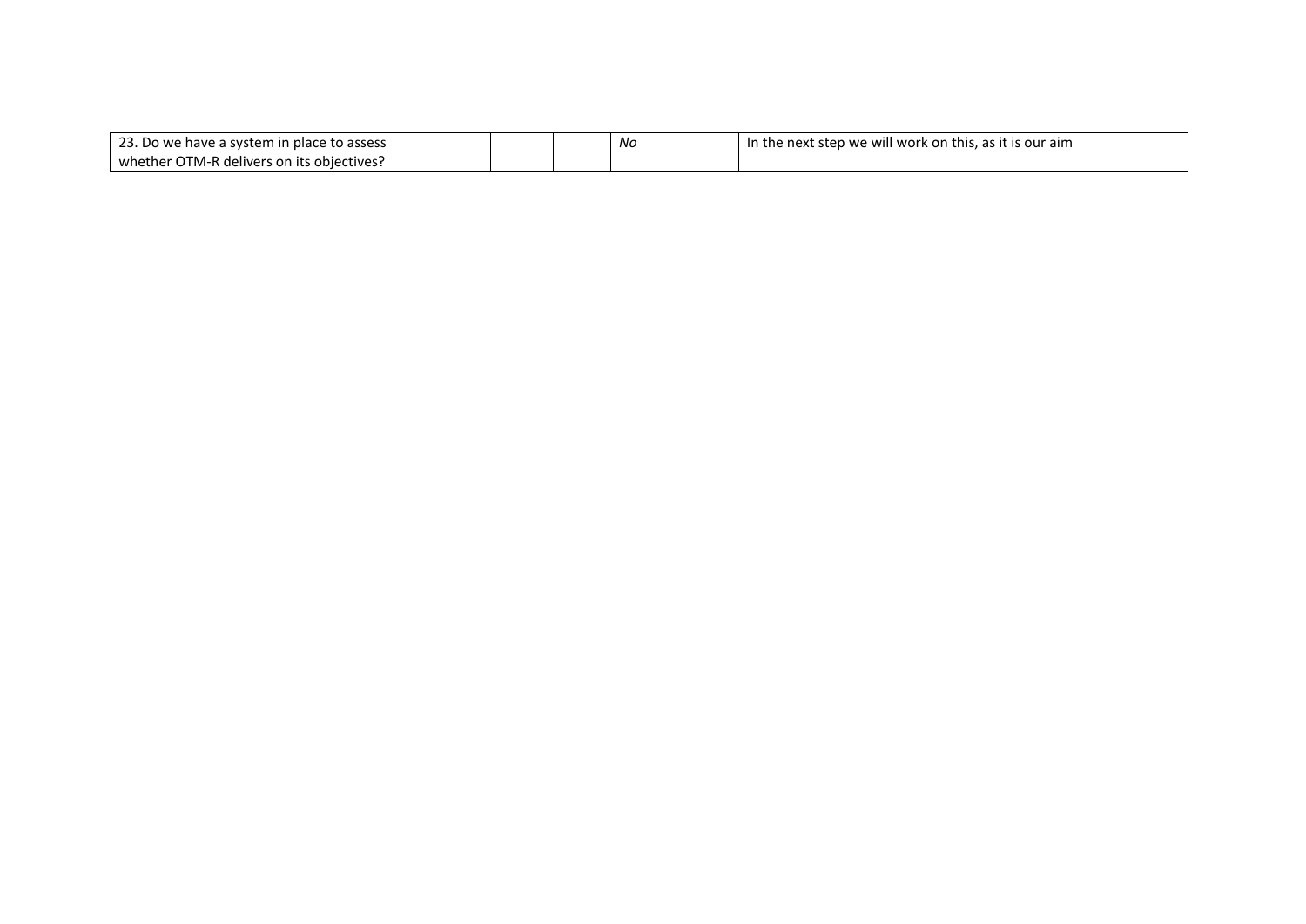| | | | | | |
|---|---|---|---|---|---|
| 23. Do we have a system in place to assess whether OTM-R delivers on its objectives? | | | | *No* | In the next step we will work on this, as it is our aim |